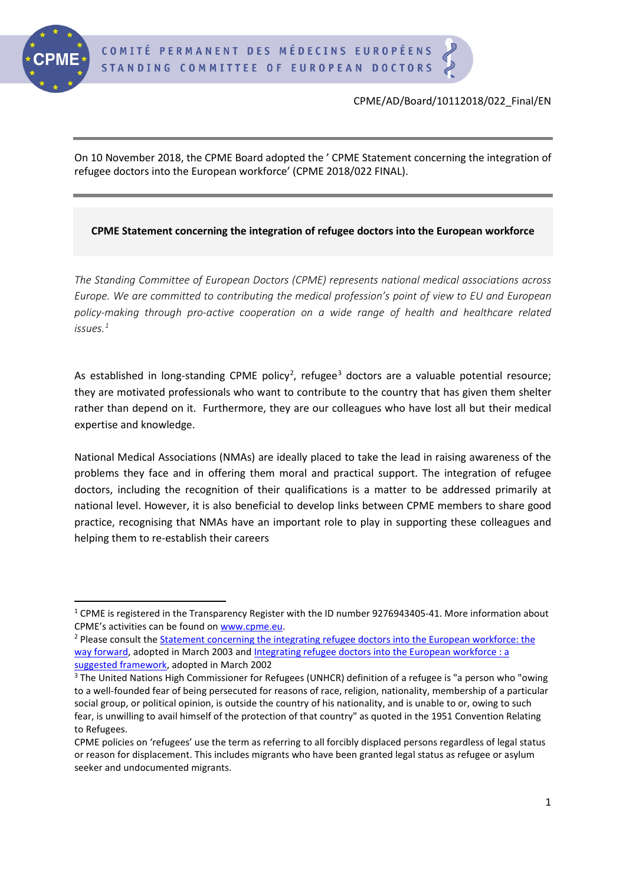CPME/AD/Board/10112018/022_Final/EN

On 10 November 2018, the CPME Board adopted the ' CPME Statement concerning the integration of refugee doctors into the European workforce' (CPME 2018/022 FINAL).

**CPME Statement concerning the integration of refugee doctors into the European workforce**

*The Standing Committee of European Doctors (CPME) represents national medical associations across Europe. We are committed to contributing the medical profession's point of view to EU and European policy-making through pro-active cooperation on a wide range of health and healthcare related issues.*[1]

As established in long-standing CPME policy[2], refugee[3] doctors are a valuable potential resource; they are motivated professionals who want to contribute to the country that has given them shelter rather than depend on it. Furthermore, they are our colleagues who have lost all but their medical expertise and knowledge.

National Medical Associations (NMAs) are ideally placed to take the lead in raising awareness of the problems they face and in offering them moral and practical support. The integration of refugee doctors, including the recognition of their qualifications is a matter to be addressed primarily at national level. However, it is also beneficial to develop links between CPME members to share good practice, recognising that NMAs have an important role to play in supporting these colleagues and helping them to re-establish their careers

---

[1] CPME is registered in the Transparency Register with the ID number 9276943405-41. More information about CPME's activities can be found on www.cpme.eu.

[2] Please consult the Statement concerning the integrating refugee doctors into the European workforce: the way forward, adopted in March 2003 and Integrating refugee doctors into the European workforce : a suggested framework, adopted in March 2002

[3] The United Nations High Commissioner for Refugees (UNHCR) definition of a refugee is "a person who "owing to a well-founded fear of being persecuted for reasons of race, religion, nationality, membership of a particular social group, or political opinion, is outside the country of his nationality, and is unable to or, owing to such fear, is unwilling to avail himself of the protection of that country" as quoted in the 1951 Convention Relating to Refugees.

CPME policies on 'refugees' use the term as referring to all forcibly displaced persons regardless of legal status or reason for displacement. This includes migrants who have been granted legal status as refugee or asylum seeker and undocumented migrants.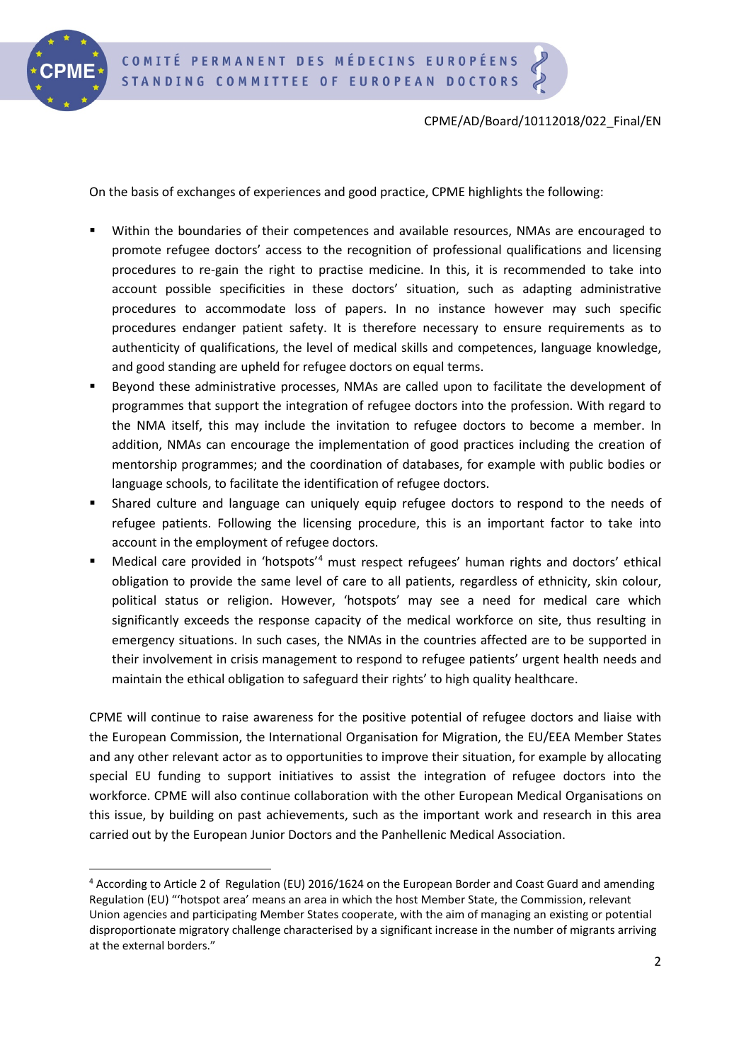On the basis of exchanges of experiences and good practice, CPME highlights the following:

- Within the boundaries of their competences and available resources, NMAs are encouraged to promote refugee doctors' access to the recognition of professional qualifications and licensing procedures to re-gain the right to practise medicine. In this, it is recommended to take into account possible specificities in these doctors' situation, such as adapting administrative procedures to accommodate loss of papers. In no instance however may such specific procedures endanger patient safety. It is therefore necessary to ensure requirements as to authenticity of qualifications, the level of medical skills and competences, language knowledge, and good standing are upheld for refugee doctors on equal terms.
- Beyond these administrative processes, NMAs are called upon to facilitate the development of programmes that support the integration of refugee doctors into the profession. With regard to the NMA itself, this may include the invitation to refugee doctors to become a member. In addition, NMAs can encourage the implementation of good practices including the creation of mentorship programmes; and the coordination of databases, for example with public bodies or language schools, to facilitate the identification of refugee doctors.
- Shared culture and language can uniquely equip refugee doctors to respond to the needs of refugee patients. Following the licensing procedure, this is an important factor to take into account in the employment of refugee doctors.
- Medical care provided in 'hotspots'[4] must respect refugees' human rights and doctors' ethical obligation to provide the same level of care to all patients, regardless of ethnicity, skin colour, political status or religion. However, 'hotspots' may see a need for medical care which significantly exceeds the response capacity of the medical workforce on site, thus resulting in emergency situations. In such cases, the NMAs in the countries affected are to be supported in their involvement in crisis management to respond to refugee patients' urgent health needs and maintain the ethical obligation to safeguard their rights' to high quality healthcare.

CPME will continue to raise awareness for the positive potential of refugee doctors and liaise with the European Commission, the International Organisation for Migration, the EU/EEA Member States and any other relevant actor as to opportunities to improve their situation, for example by allocating special EU funding to support initiatives to assist the integration of refugee doctors into the workforce. CPME will also continue collaboration with the other European Medical Organisations on this issue, by building on past achievements, such as the important work and research in this area carried out by the European Junior Doctors and the Panhellenic Medical Association.

---

[4] According to Article 2 of Regulation (EU) 2016/1624 on the European Border and Coast Guard and amending Regulation (EU) "'hotspot area' means an area in which the host Member State, the Commission, relevant Union agencies and participating Member States cooperate, with the aim of managing an existing or potential disproportionate migratory challenge characterised by a significant increase in the number of migrants arriving at the external borders."